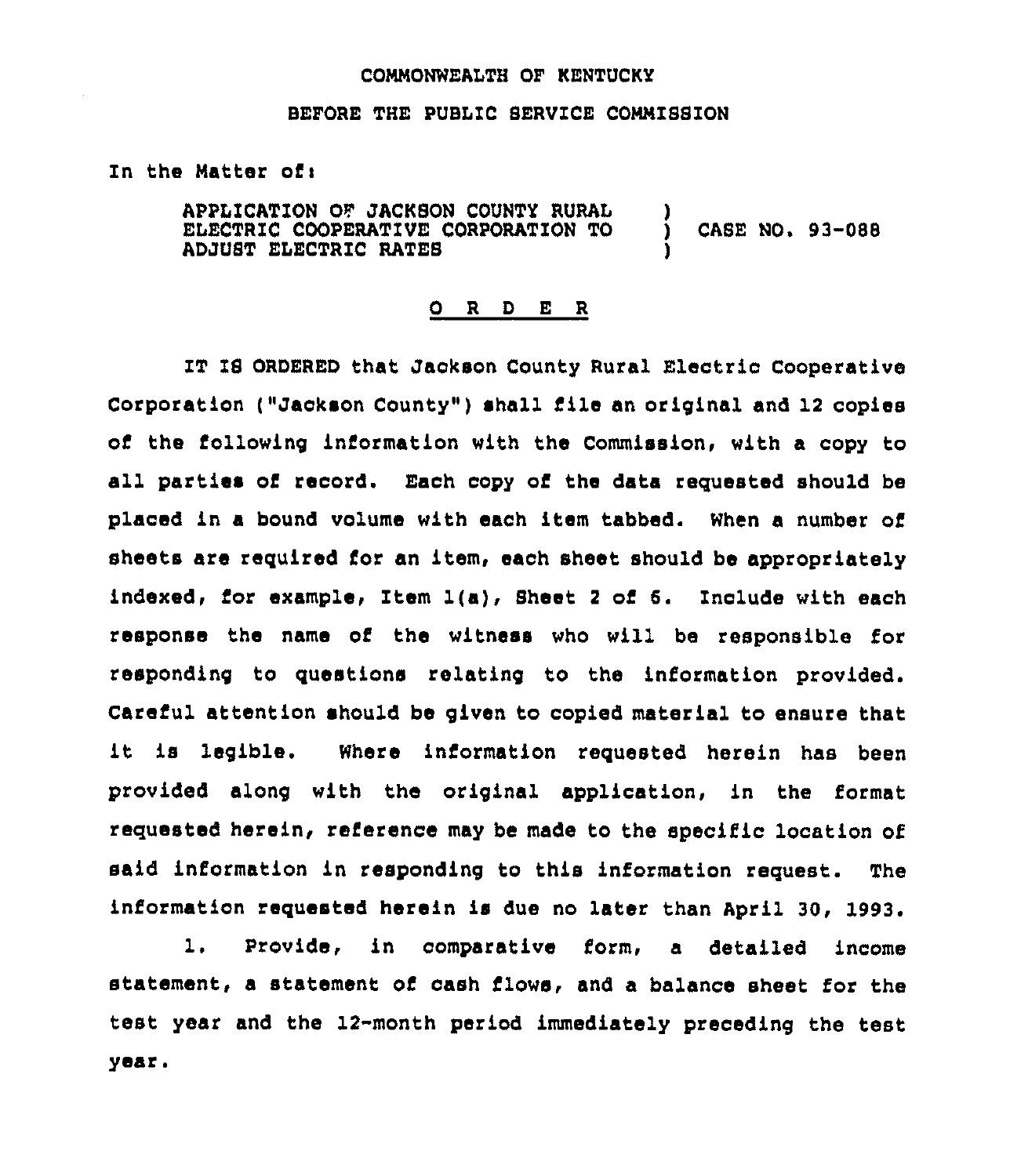COMMONWEALTH OF KENTUCKY

BEFORE THE PUBLIC SERVICE COMMISSION

In the Matter of:

APPLICATION OF JACKSON COUNTY RURAL ELECTRIC COOPERATIVE CORPORATION TO ADJUST ELECTRIC RATES ) CASE NO. 93-088

O R D E R

IT IS ORDERED that Jackson County Rural Electric Cooperative Corporation ("Jackson County") shall file an original and 12 copies of the following information with the Commission, with a copy to all parties of record. Each copy of the data requested should be placed in a bound volume with each item tabbed. When a number of sheets are required for an item, each sheet should be appropriately indexed, for example, Item 1(a), Sheet 2 of 6. Include with each response the name of the witness who will be responsible for responding to questions relating to the information provided. Careful attention should be given to copied material to ensure that it is legible. Where information requested herein has been provided along with the original application, in the format requested herein, reference may be made to the specific location of said information in responding to this information request. The information requested herein is due no later than April 30, 1993.

1. Provide, in comparative form, a detailed income statement, a statement of cash flows, and a balance sheet for the test year and the 12-month period immediately preceding the test year.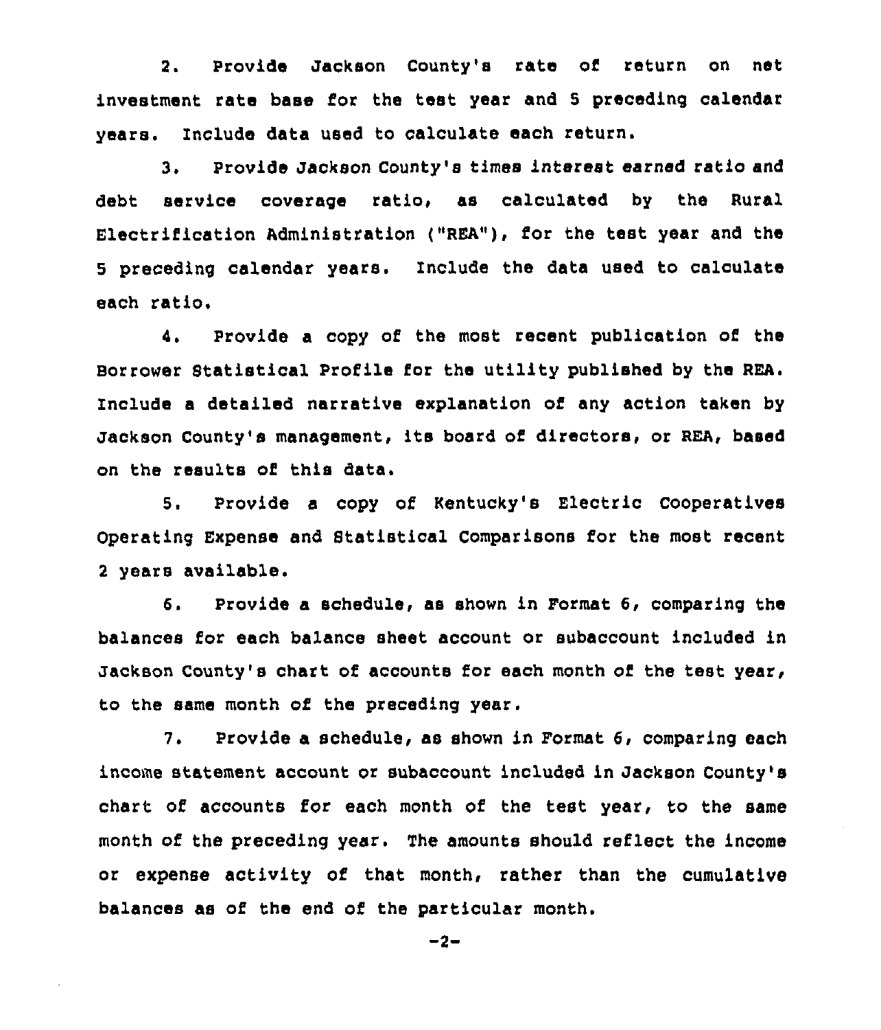2. Provide Jackson County's rate of return on net investment rate base for the test year and 5 preceding calendar years. Include data used to calculate each return.

3. Provide Jackson County's times interest earned ratio and debt service coverage ratio, as calculated by the Rural Electrification Administration ("REA"), for the test year and the 5 preceding calendar years. Include the data used to calculate each ratio.

4. Provide a copy of the most recent publication of the Borrower Statistical Profile for the utility published by the REA. Include a detailed narrative explanation of any action taken by Jackson County's management, its board of directors, or REA, based on the results of this data.

5. Provide a copy of Kentucky's Electric Cooperatives Operating Expense and Statistical Comparisons for the most recent 2 years available.

6. Provide a schedule, as shown in Format 6, comparing the balances for each balance sheet account or subaccount included in Jackson County's chart of accounts for each month of the test year, to the same month of the preceding year.

7. Provide a schedule, as shown in Format 6, comparing each income statement account or subaccount included in Jackson County's chart of accounts for each month of the test year, to the same month of the preceding year. The amounts should reflect the income or expense activity of that month, rather than the cumulative balances as of the end of the particular month.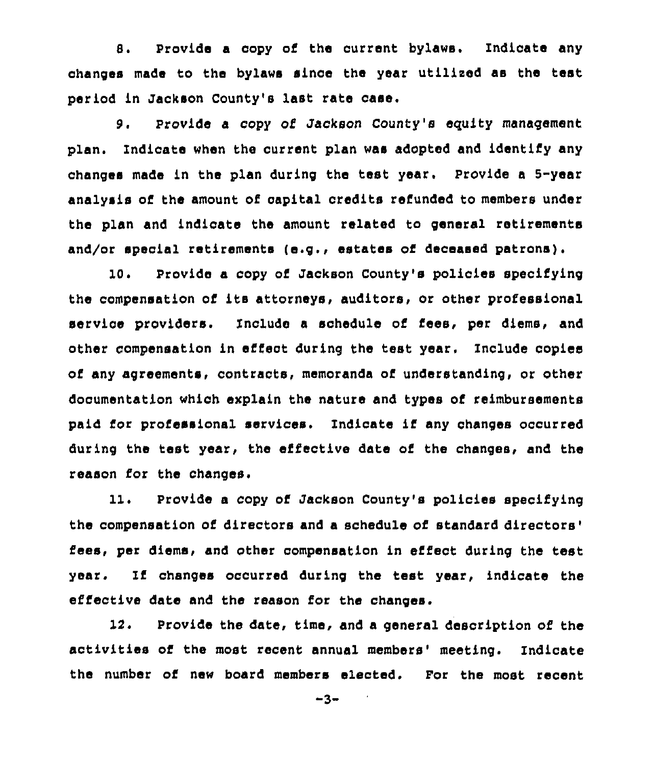8. Provide a copy of the current bylaws. Indicate any changes made to the bylaws since the year utilized as the test period in Jackson County's last rate case.

9. Provide a copy of Jackson County's equity management plan. Indicate when the current plan was adopted and identify any changes made in the plan during the test year. Provide a 5-year analysis of the amount of capital credits refunded to members under the plan and indicate the amount related to general retirements and/or special retirements (e.g., estates of deceased patrons).

10. Provide a copy of Jackson County's policies specifying the compensation of its attorneys, auditors, or other professional service providers. Include a schedule of fees, per diems, and other compensation in effect during the test year. Include copies of any agreements, contracts, memoranda of understanding, or other documentation which explain the nature and types of reimbursements paid for professional services. Indicate if any changes occurred during the test year, the effective date of the changes, and the reason for the changes.

11. Provide a copy of Jackson County's policies specifying the compensation of directors and a schedule of standard directors' fees, per diems, and other compensation in effect during the test year. If changes occurred during the test year, indicate the effective date and the reason for the changes.

12. Provide the date, time, and a general description of the activities of the most recent annual members' meeting. Indicate the number of new board members elected. For the most recent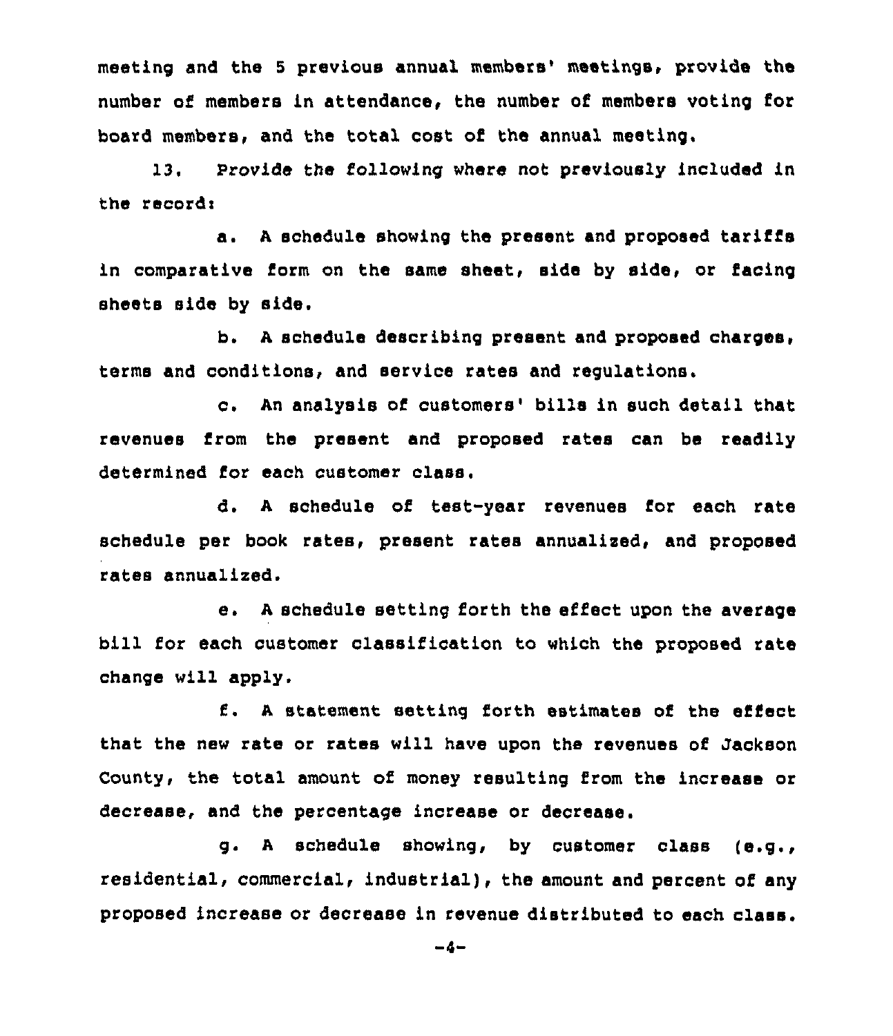meeting and the 5 previous annual members' meetings, provide the number of members in attendance, the number of members voting for board members, and the total cost of the annual meeting.

13. Provide the following where not previously included in the record:

a. A schedule showing the present and proposed tariffs in comparative form on the same sheet, side by side, or facing sheets side by side.

b. A schedule describing present and proposed charges, terms and conditions, and service rates and regulations.

c. An analysis of customers' bills in such detail that revenues from the present and proposed rates can be readily determined for each customer class.

d. A schedule of test-year revenues for each rate schedule per book rates, present rates annualized, and proposed rates annualized.

e. A schedule setting forth the effect upon the average bill for each customer classification to which the proposed rate change will apply.

f. A statement setting forth estimates of the effect that the new rate or rates will have upon the revenues of Jackson County, the total amount of money resulting from the increase or decrease, and the percentage increase or decrease.

g. A schedule showing, by customer class (e.g., residential, commercial, industrial), the amount and percent of any proposed increase or decrease in revenue distributed to each class.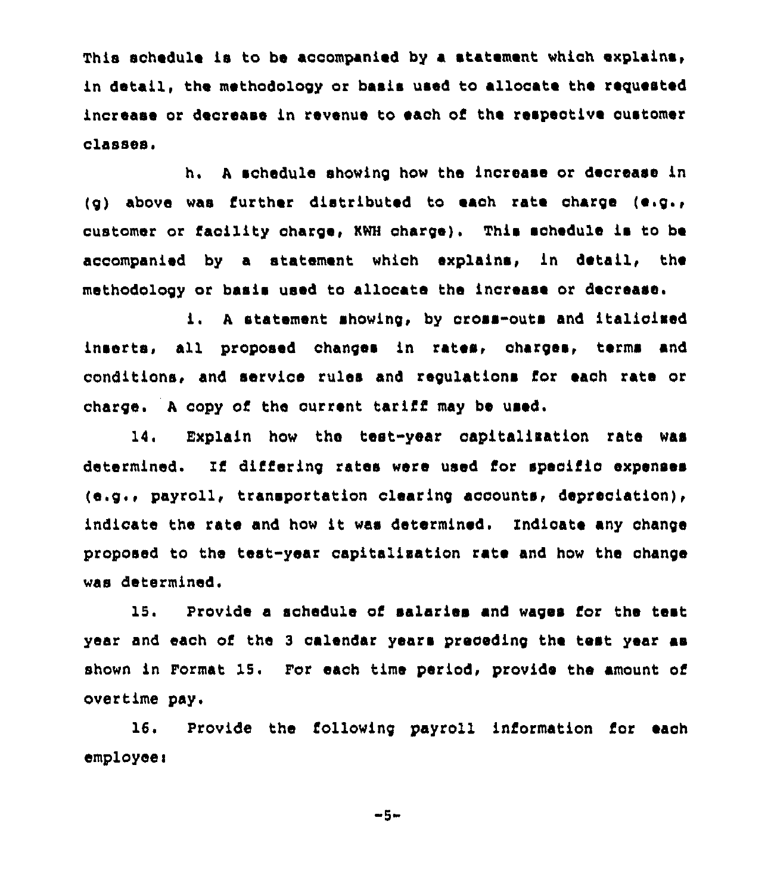This schedule is to be accompanied by a statement which explains, in detail, the methodology or basis used to allocate the requested increase or decrease in revenue to each of the respective customer classes.

h. A schedule showing how the increase or decrease in (g) above was further distributed to each rate charge (e.g., customer or facility charge, KWH charge). This schedule is to be accompanied by a statement which explains, in detail, the methodology or basis used to allocate the increase or decrease.

i. A statement showing, by cross-outs and italicized inserts, all proposed changes in rates, charges, terms and conditions, and service rules and regulations for each rate or charge. A copy of the current tariff may be used.

14. Explain how the test-year capitalization rate was determined. If differing rates were used for specific expenses (e.g., payroll, transportation clearing accounts, depreciation), indicate the rate and how it was determined. Indicate any change proposed to the test-year capitalization rate and how the change was determined.

15. Provide a schedule of salaries and wages for the test year and each of the 3 calendar years preceding the test year as shown in Format 15. For each time period, provide the amount of overtime pay.

16. Provide the following payroll information for each employee: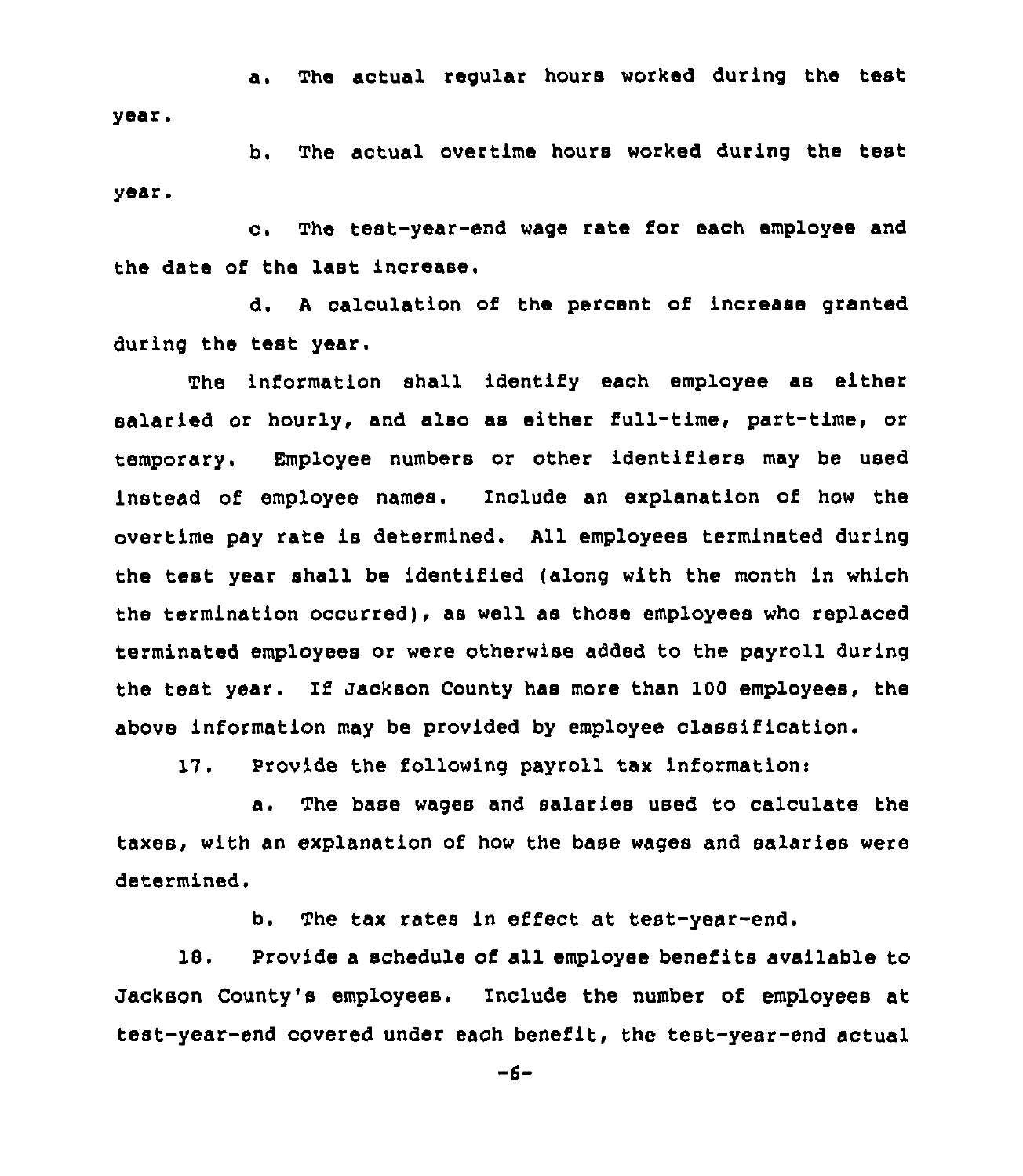a. The actual regular hours worked during the test year.

b. The actual overtime hours worked during the test year.

c. The test-year-end wage rate for each employee and the date of the last increase.

d. A calculation of the percent of increase granted during the test year.

The information shall identify each employee as either salaried or hourly, and also as either full-time, part-time, or temporary. Employee numbers or other identifiers may be used instead of employee names. Include an explanation of how the overtime pay rate is determined. All employees terminated during the test year shall be identified (along with the month in which the termination occurred), as well as those employees who replaced terminated employees or were otherwise added to the payroll during the test year. If Jackson County has more than 100 employees, the above information may be provided by employee classification.

17. Provide the following payroll tax information:

a. The base wages and salaries used to calculate the taxes, with an explanation of how the base wages and salaries were determined.

b. The tax rates in effect at test-year-end.

18. Provide a schedule of all employee benefits available to Jackson County's employees. Include the number of employees at test-year-end covered under each benefit, the test-year-end actual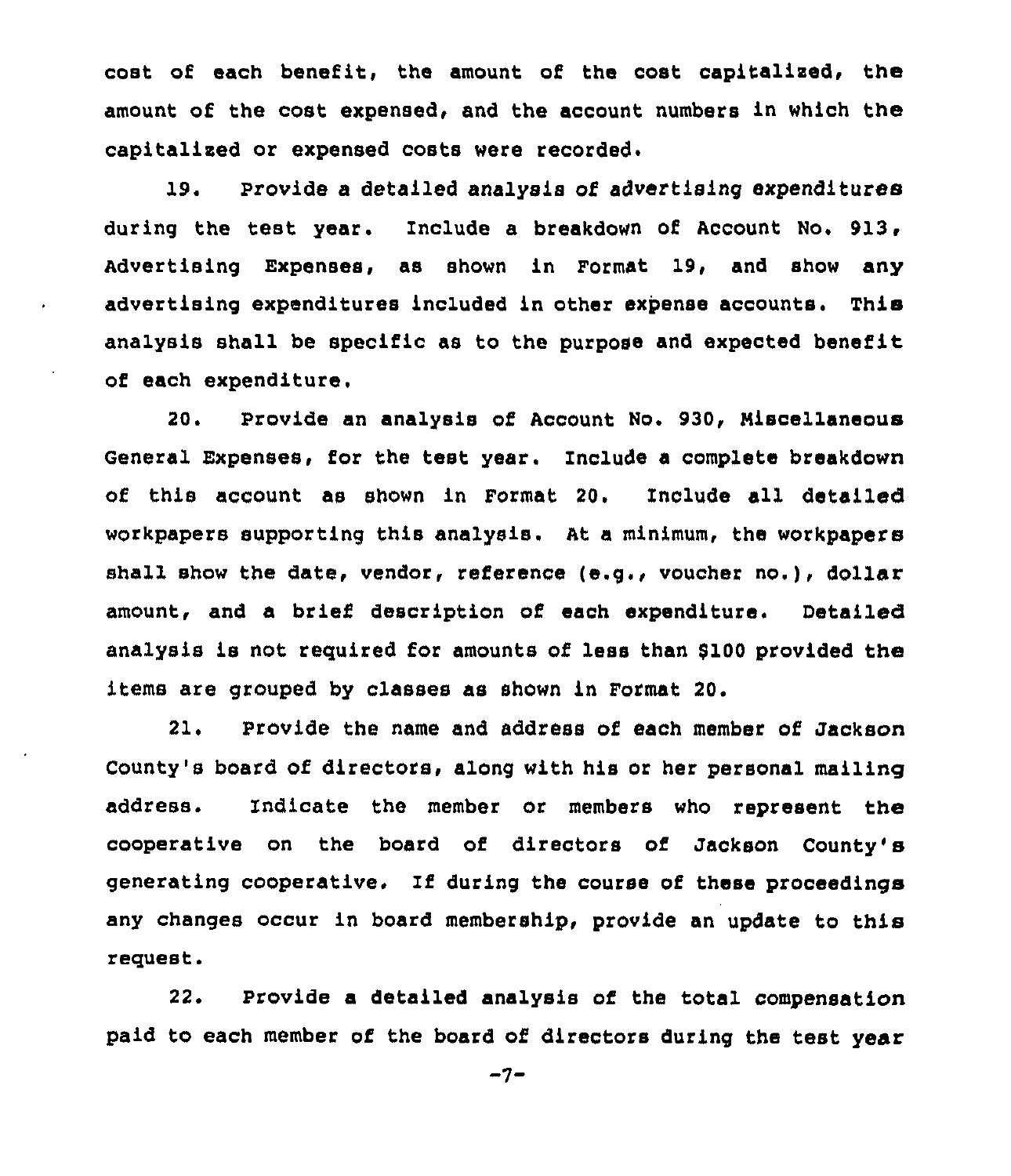cost of each benefit, the amount of the cost capitalized, the amount of the cost expensed, and the account numbers in which the capitalized or expensed costs were recorded.

19. Provide a detailed analysis of advertising expenditures during the test year. Include a breakdown of Account No. 913, Advertising Expenses, as shown in Format 19, and show any advertising expenditures included in other expense accounts. This analysis shall be specific as to the purpose and expected benefit of each expenditure.

20. Provide an analysis of Account No. 930, Miscellaneous General Expenses, for the test year. Include a complete breakdown of this account as shown in Format 20. Include all detailed workpapers supporting this analysis. At a minimum, the workpapers shall show the date, vendor, reference (e.g., voucher no.), dollar amount, and a brief description of each expenditure. Detailed analysis is not required for amounts of less than $100 provided the items are grouped by classes as shown in Format 20.

21. Provide the name and address of each member of Jackson County's board of directors, along with his or her personal mailing address. Indicate the member or members who represent the cooperative on the board of directors of Jackson County's generating cooperative. If during the course of these proceedings any changes occur in board membership, provide an update to this request.

22. Provide a detailed analysis of the total compensation paid to each member of the board of directors during the test year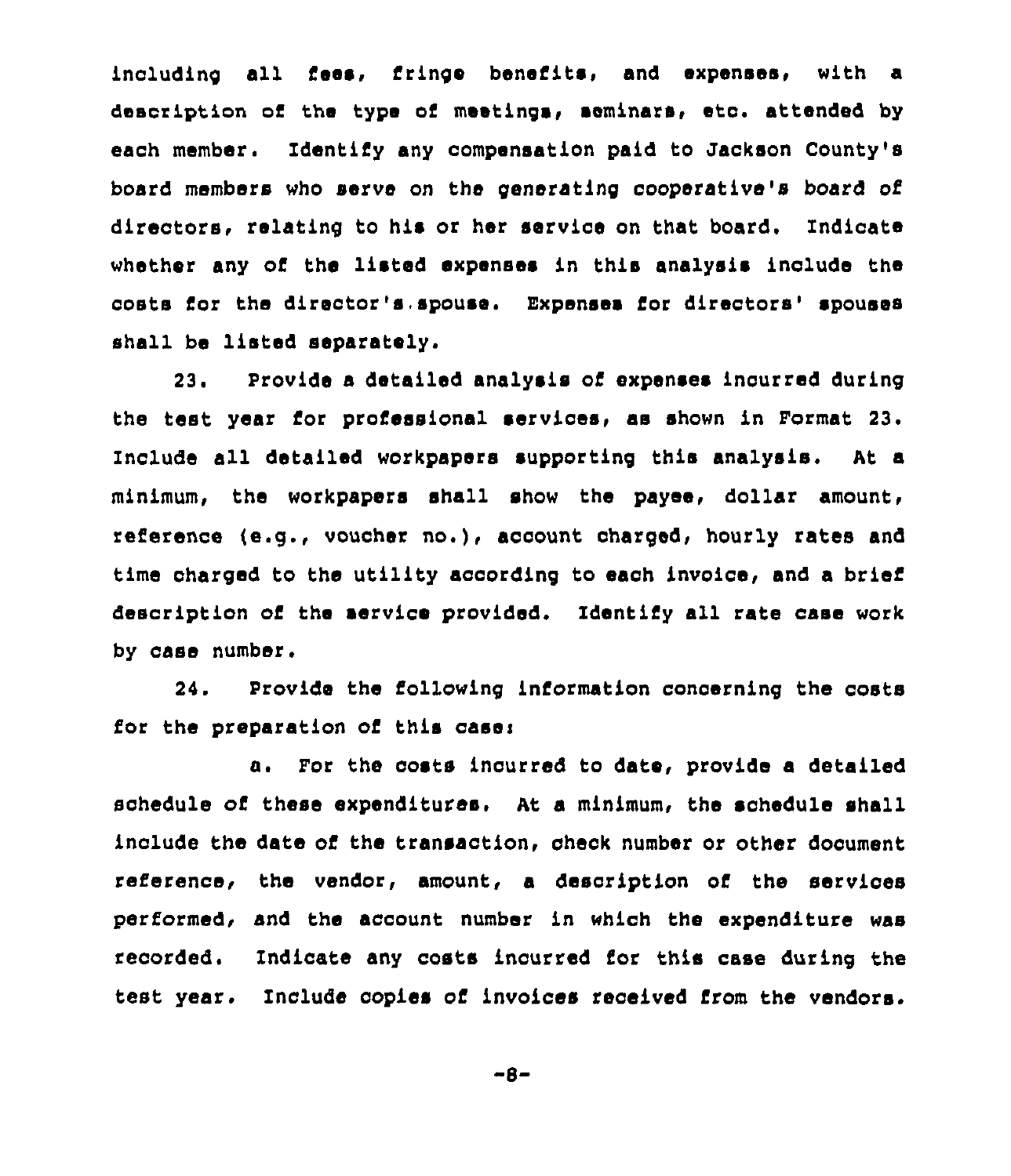including all fees, fringe benefits, and expenses, with a description of the type of meetings, seminars, etc. attended by each member. Identify any compensation paid to Jackson County's board members who serve on the generating cooperative's board of directors, relating to his or her service on that board. Indicate whether any of the listed expenses in this analysis include the costs for the director's spouse. Expenses for directors' spouses shall be listed separately.

23. Provide a detailed analysis of expenses incurred during the test year for professional services, as shown in Format 23. Include all detailed workpapers supporting this analysis. At a minimum, the workpapers shall show the payee, dollar amount, reference (e.g., voucher no.), account charged, hourly rates and time charged to the utility according to each invoice, and a brief description of the service provided. Identify all rate case work by case number.

24. Provide the following information concerning the costs for the preparation of this case:

a. For the costs incurred to date, provide a detailed schedule of these expenditures. At a minimum, the schedule shall include the date of the transaction, check number or other document reference, the vendor, amount, a description of the services performed, and the account number in which the expenditure was recorded. Indicate any costs incurred for this case during the test year. Include copies of invoices received from the vendors.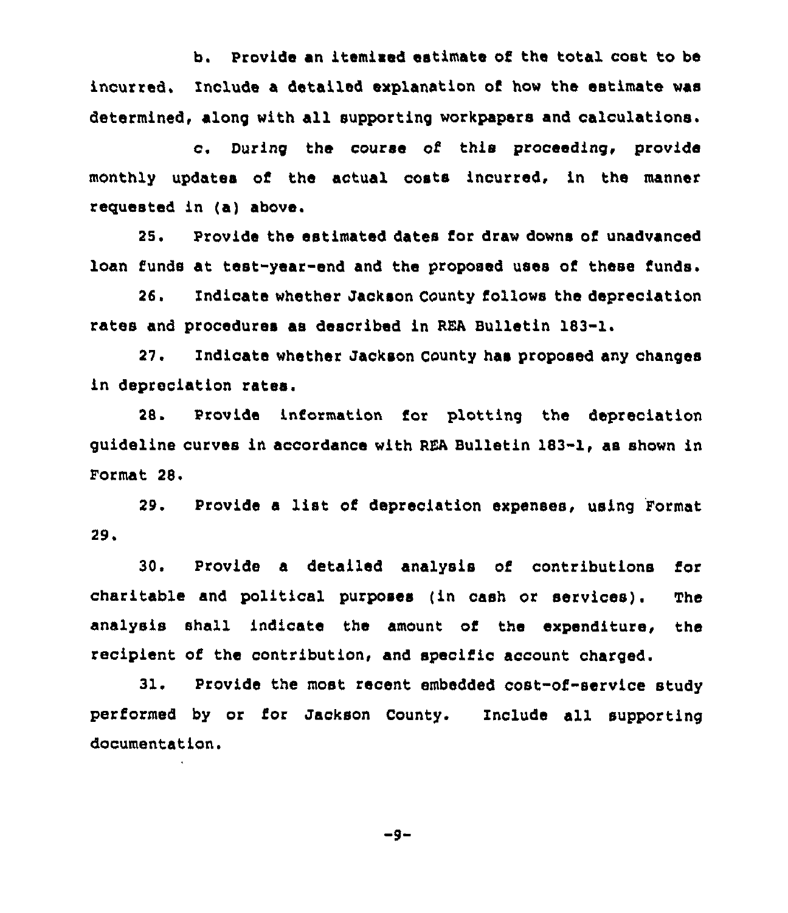b. Provide an itemized estimate of the total cost to be incurred. Include a detailed explanation of how the estimate was determined, along with all supporting workpapers and calculations.

c. During the course of this proceeding, provide monthly updates of the actual costs incurred, in the manner requested in (a) above.

25. Provide the estimated dates for draw downs of unadvanced loan funds at test-year-end and the proposed uses of these funds.

26. Indicate whether Jackson County follows the depreciation rates and procedures as described in REA Bulletin 183-1.

27. Indicate whether Jackson County has proposed any changes in depreciation rates.

28. Provide information for plotting the depreciation guideline curves in accordance with REA Bulletin 183-1, as shown in Format 28.

29. Provide a list of depreciation expenses, using Format 29.

30. Provide a detailed analysis of contributions for charitable and political purposes (in cash or services). The analysis shall indicate the amount of the expenditure, the recipient of the contribution, and specific account charged.

31. Provide the most recent embedded cost-of-service study performed by or for Jackson County. Include all supporting documentation.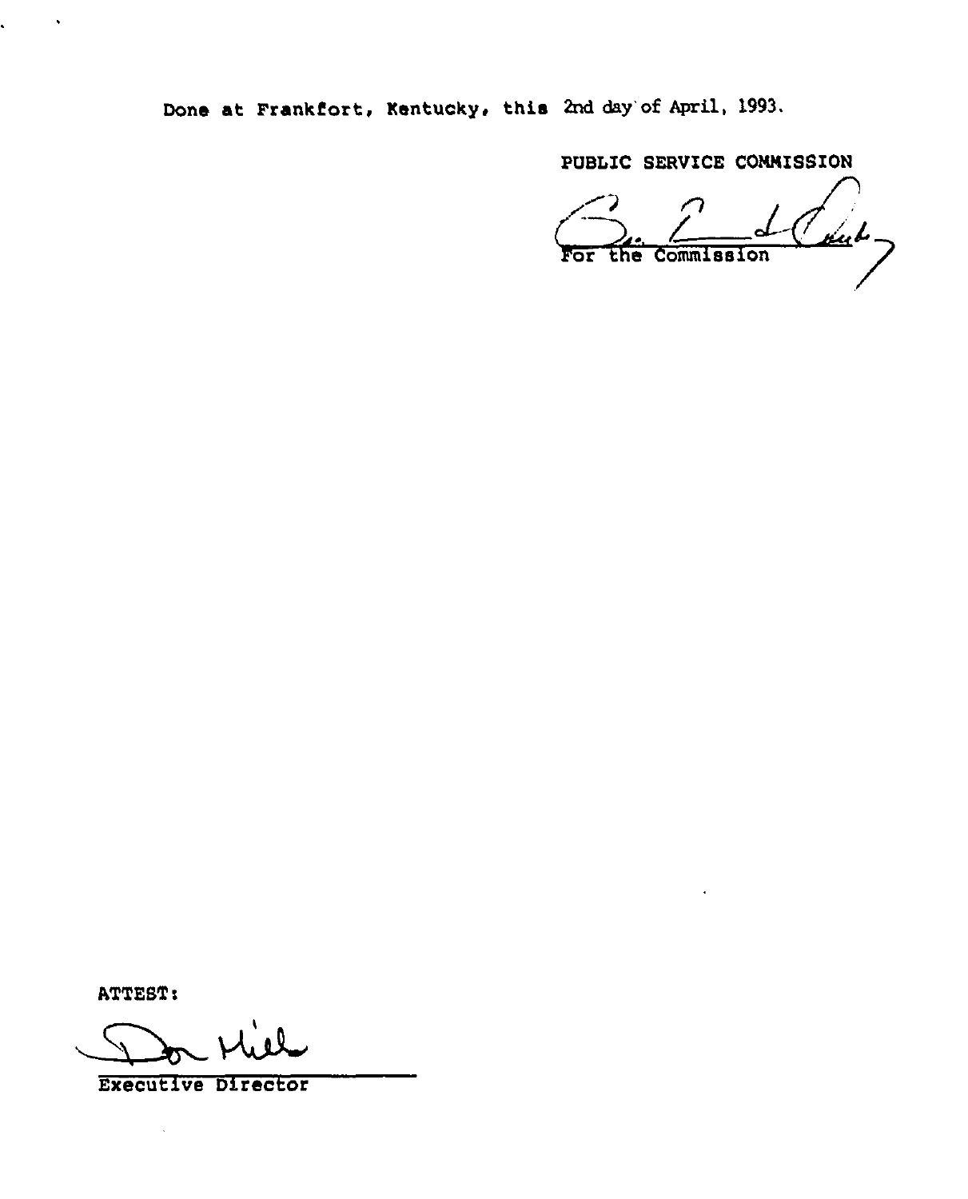Done at Frankfort, Kentucky, this 2nd day of April, 1993.

PUBLIC SERVICE COMMISSION

For the Commission

ATTEST:

Executive Director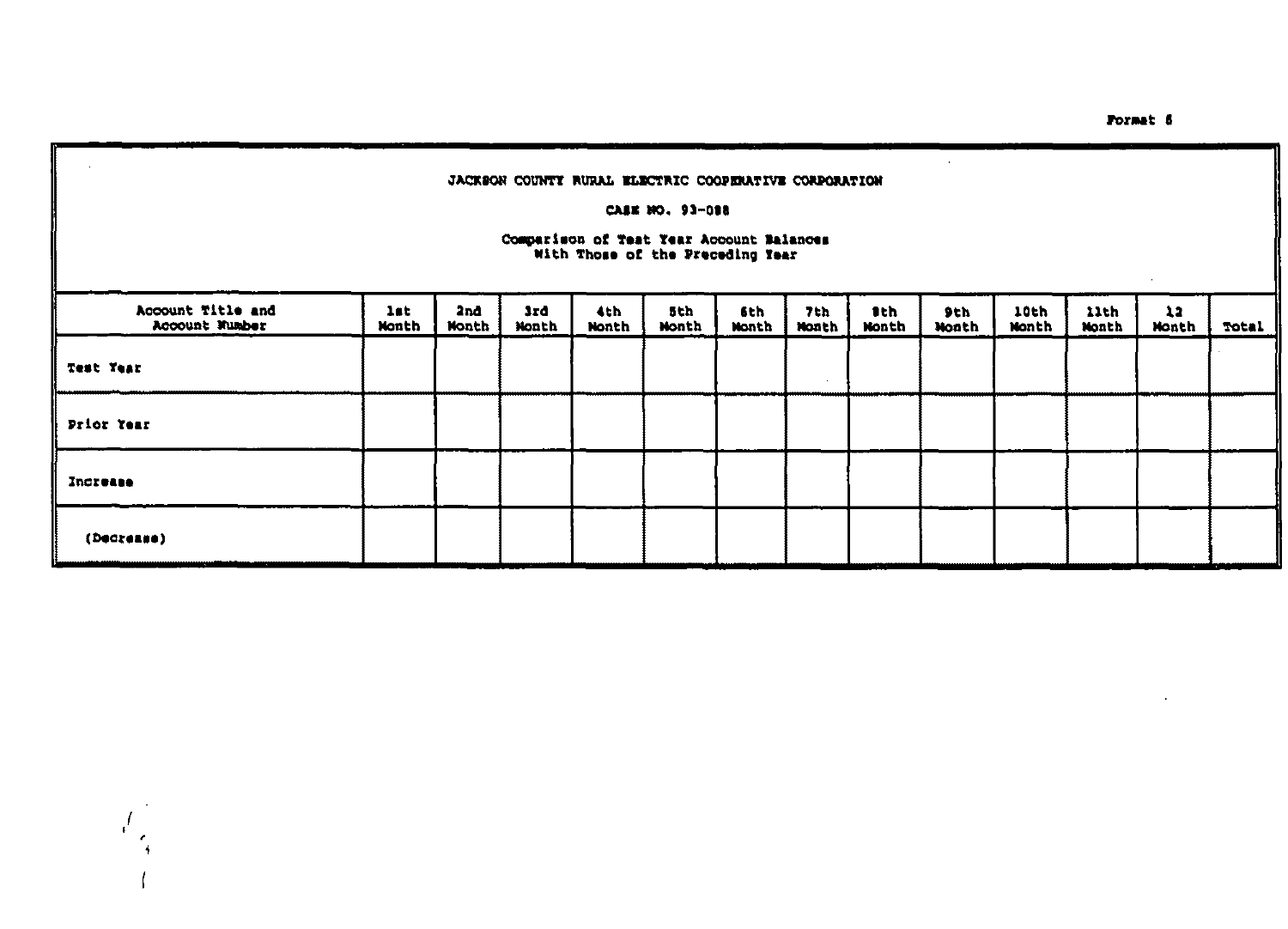Format 6

JACKSON COUNTY RURAL ELECTRIC COOPERATIVE CORPORATION

CASE NO. 93-088

Comparison of Test Year Account Balances
With Those of the Preceding Year

| Account Title and Account Number | 1st Month | 2nd Month | 3rd Month | 4th Month | 5th Month | 6th Month | 7th Month | 8th Month | 9th Month | 10th Month | 11th Month | 12 Month | Total |
|---|---|---|---|---|---|---|---|---|---|---|---|---|---|
| Test Year | | | | | | | | | | | | | |
| Prior Year | | | | | | | | | | | | | |
| Increase | | | | | | | | | | | | | |
| (Decrease) | | | | | | | | | | | | | |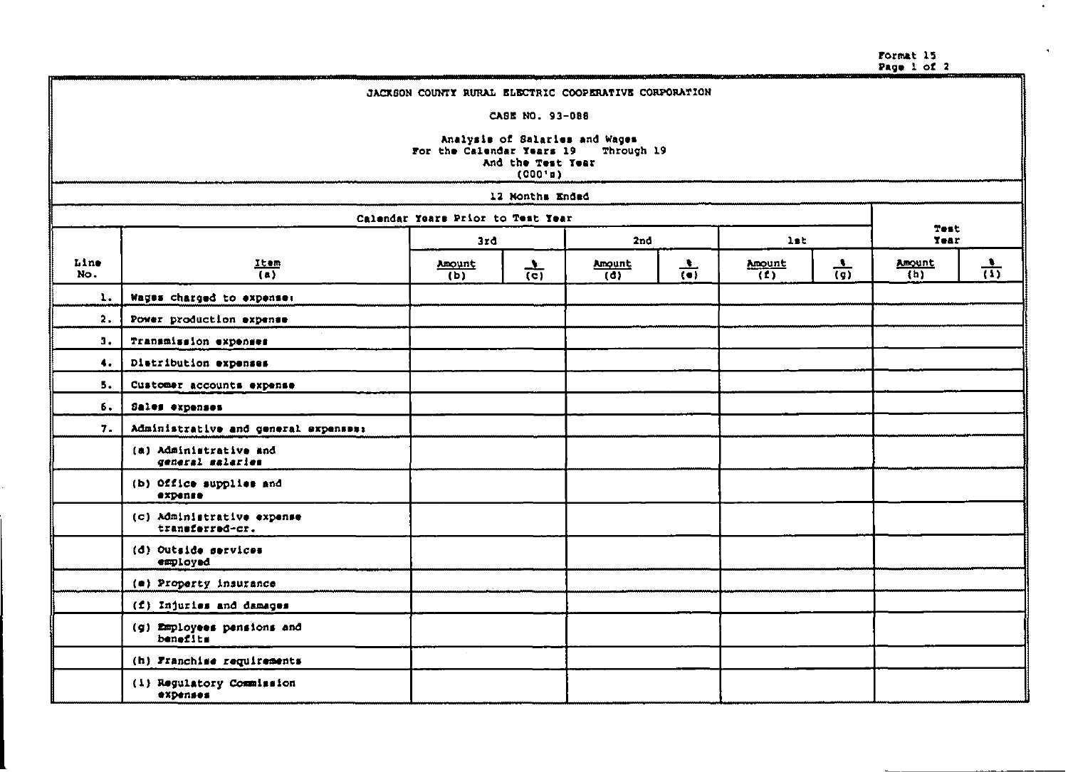Format 15

JACKSON COUNTY RURAL ELECTRIC COOPERATIVE CORPORATION

CASE NO. 93-088

Analysis of Salaries and Wages
For the Calendar Years 19 Through 19
And the Test Year
(000's)

| | | 12 Months Ended | | | | | | | |
|---|---|---|---|---|---|---|---|---|---|
| | | Calendar Years Prior to Test Year | | | | | | Test Year | |
| | | 3rd | | 2nd | | 1st | | | |
| Line No. | Item (a) | Amount (b) | % (c) | Amount (d) | % (e) | Amount (f) | % (g) | Amount (h) | % (i) |
| 1. | Wages charged to expense: | | | | | | | | |
| 2. | Power production expense | | | | | | | | |
| 3. | Transmission expenses | | | | | | | | |
| 4. | Distribution expenses | | | | | | | | |
| 5. | Customer accounts expense | | | | | | | | |
| 6. | Sales expenses | | | | | | | | |
| 7. | Administrative and general expenses: | | | | | | | | |
| | (a) Administrative and general salaries | | | | | | | | |
| | (b) Office supplies and expense | | | | | | | | |
| | (c) Administrative expense transferred-cr. | | | | | | | | |
| | (d) Outside services employed | | | | | | | | |
| | (e) Property insurance | | | | | | | | |
| | (f) Injuries and damages | | | | | | | | |
| | (g) Employees pensions and benefits | | | | | | | | |
| | (h) Franchise requirements | | | | | | | | |
| | (i) Regulatory Commission expenses | | | | | | | | |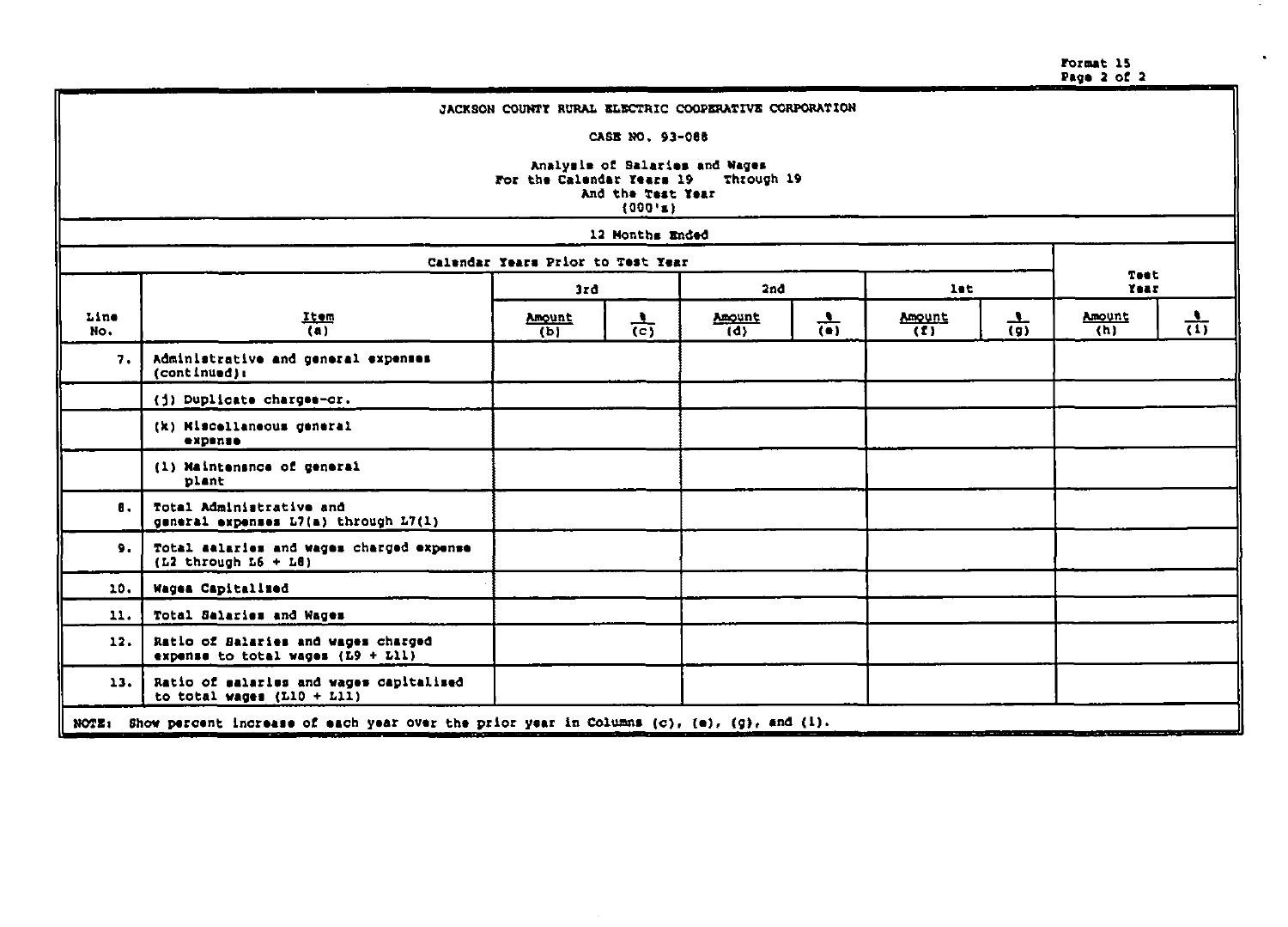Format 15
Page 2 of 2

JACKSON COUNTY RURAL ELECTRIC COOPERATIVE CORPORATION

CASE NO. 93-088

Analysis of Salaries and Wages
For the Calendar Years 19 Through 19
And the Test Year
(000's)

12 Months Ended

| | | Calendar Years Prior to Test Year | | | | | | Test Year | |
|---|---|---|---|---|---|---|---|---|---|
| | | 3rd | | 2nd | | 1st | | | |
| Line No. | Item (a) | Amount (b) | % (c) | Amount (d) | % (e) | Amount (f) | % (g) | Amount (h) | % (i) |
| 7. | Administrative and general expenses (continued): | | | | | | | | |
| | (j) Duplicate charges-cr. | | | | | | | | |
| | (k) Miscellaneous general expense | | | | | | | | |
| | (l) Maintenance of general plant | | | | | | | | |
| 8. | Total Administrative and general expenses L7(a) through L7(l) | | | | | | | | |
| 9. | Total salaries and wages charged expense (L2 through L6 + L8) | | | | | | | | |
| 10. | Wages Capitalized | | | | | | | | |
| 11. | Total Salaries and Wages | | | | | | | | |
| 12. | Ratio of Salaries and wages charged expense to total wages (L9 ÷ L11) | | | | | | | | |
| 13. | Ratio of salaries and wages capitalized to total wages (L10 ÷ L11) | | | | | | | | |

NOTE: Show percent increase of each year over the prior year in Columns (c), (e), (g), and (i).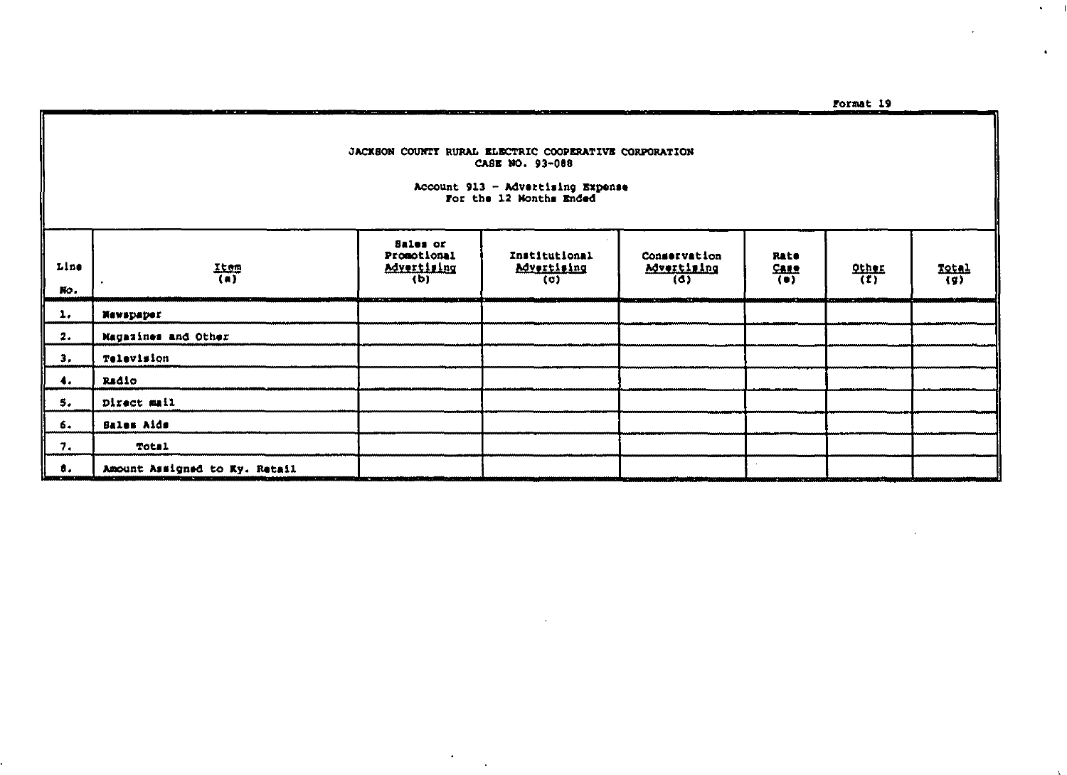Format 19

JACKSON COUNTY RURAL ELECTRIC COOPERATIVE CORPORATION
CASE NO. 93-088

Account 913 - Advertising Expense
For the 12 Months Ended

| Line No. | Item (a) | Sales or Promotional Advertising (b) | Institutional Advertising (c) | Conservation Advertising (d) | Rate Case (e) | Other (f) | Total (g) |
|---|---|---|---|---|---|---|---|
| 1. | Newspaper | | | | | | |
| 2. | Magazines and Other | | | | | | |
| 3. | Television | | | | | | |
| 4. | Radio | | | | | | |
| 5. | Direct mail | | | | | | |
| 6. | Sales Aids | | | | | | |
| 7. | Total | | | | | | |
| 8. | Amount Assigned to Ky. Retail | | | | | | |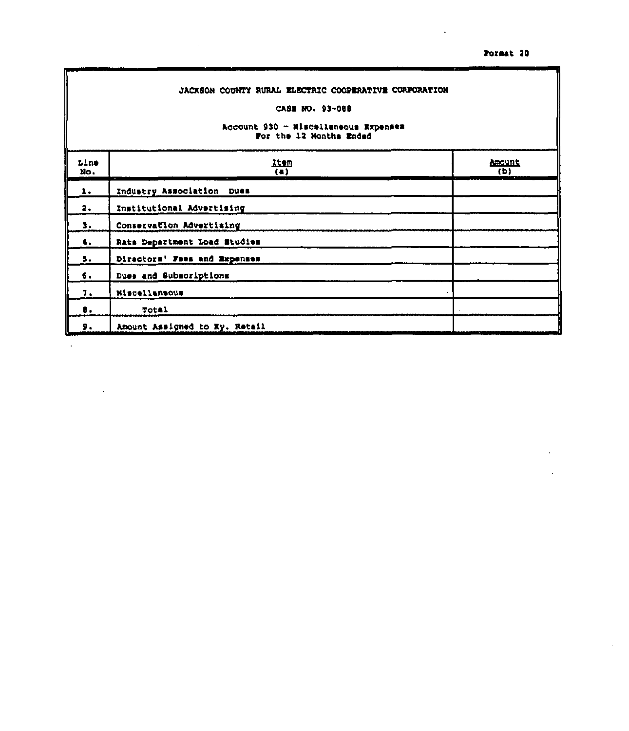Format 20

JACKSON COUNTY RURAL ELECTRIC COOPERATIVE CORPORATION

CASE NO. 93-088

Account 930 - Miscellaneous Expenses
For the 12 Months Ended

| Line No. | Item (a) | Amount (b) |
|---|---|---|
| 1. | Industry Association Dues | |
| 2. | Institutional Advertising | |
| 3. | Conservation Advertising | |
| 4. | Rate Department Load Studies | |
| 5. | Directors' Fees and Expenses | |
| 6. | Dues and Subscriptions | |
| 7. | Miscellaneous | |
| 8. | Total | |
| 9. | Amount Assigned to Ky. Retail | |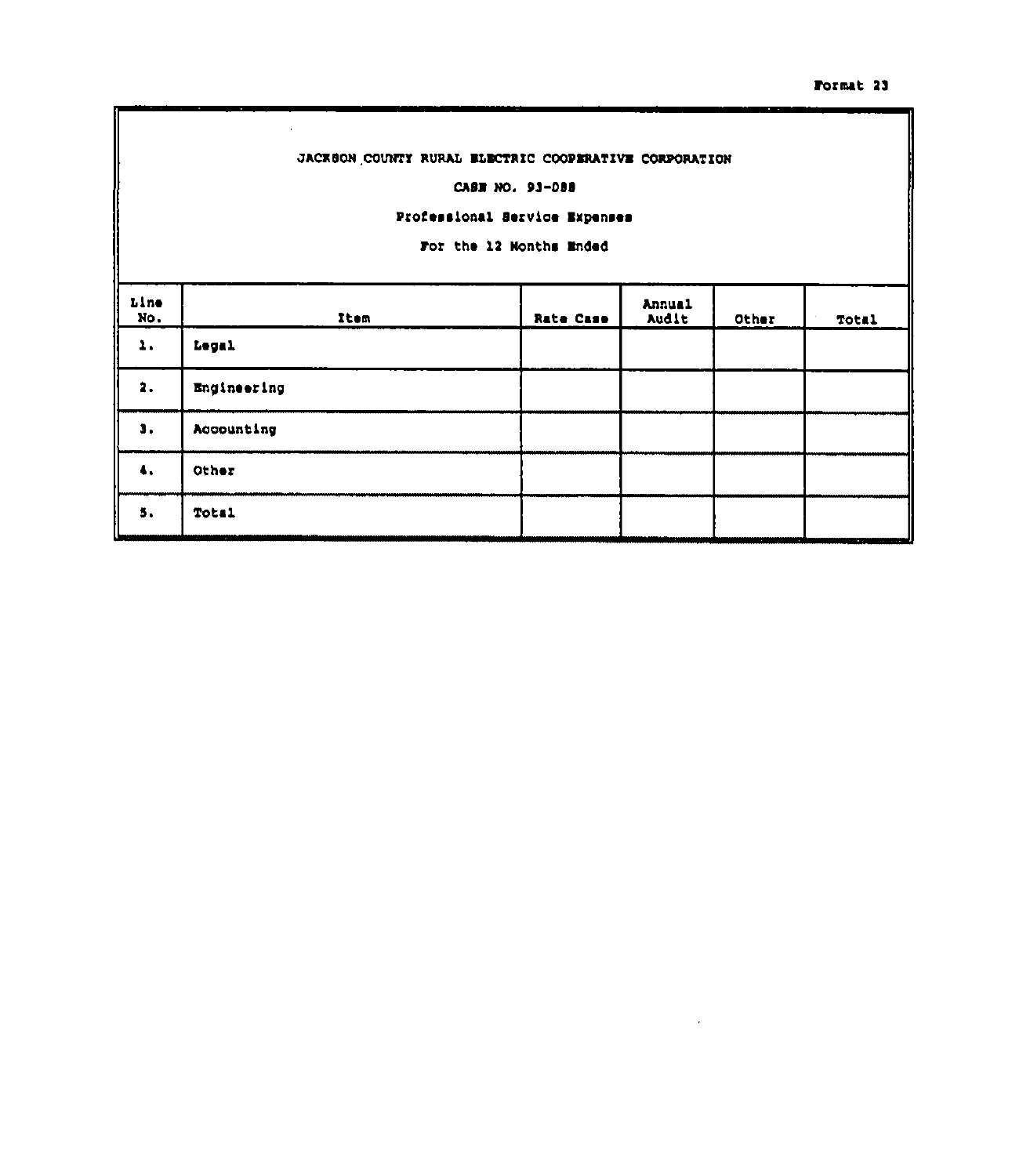Format 23

JACKSON COUNTY RURAL ELECTRIC COOPERATIVE CORPORATION

CASE NO. 93-088

Professional Service Expenses

For the 12 Months Ended

| Line No. | Item | Rate Case | Annual Audit | Other | Total |
|---|---|---|---|---|---|
| 1. | Legal | | | | |
| 2. | Engineering | | | | |
| 3. | Accounting | | | | |
| 4. | Other | | | | |
| 5. | Total | | | | |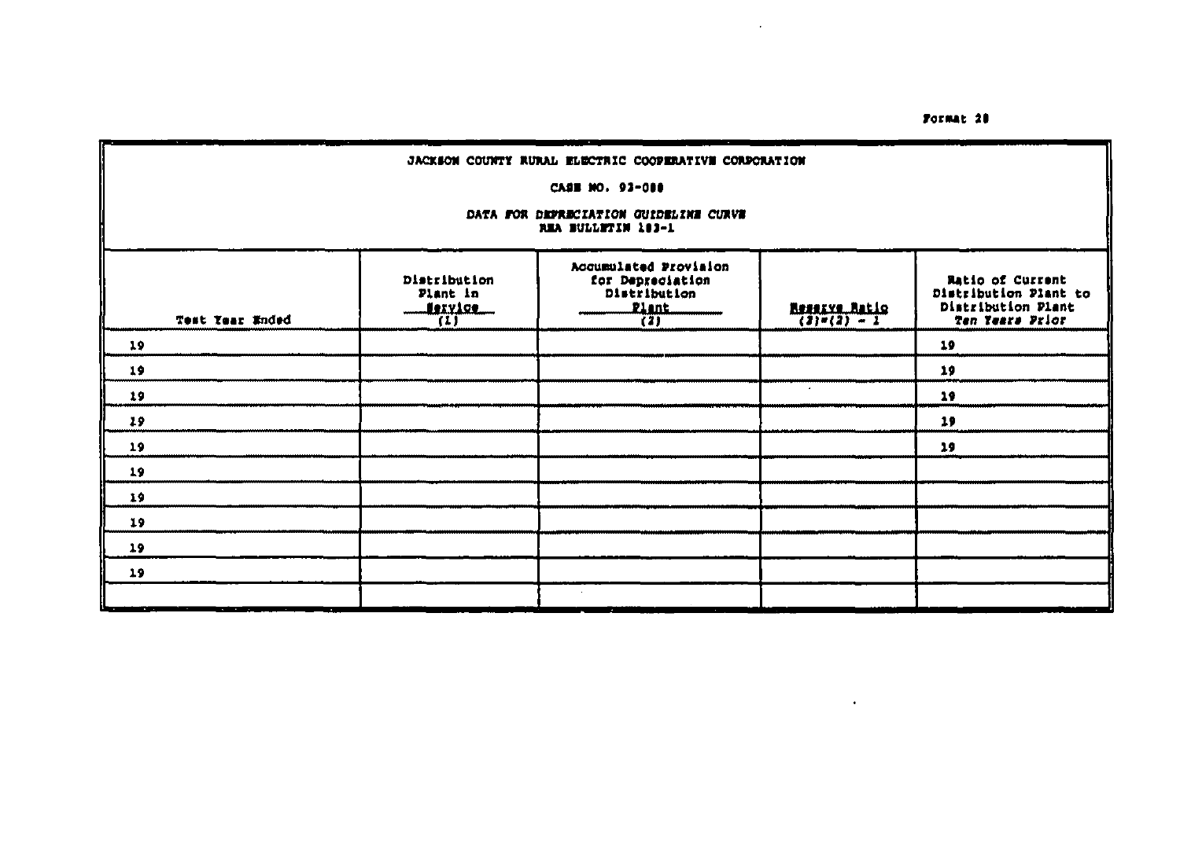Format 28

| JACKSON COUNTY RURAL ELECTRIC COOPERATIVE CORPORATION<br>CASE NO. 93-088<br>*DATA FOR DEPRECIATION GUIDELINE CURVE*<br>REA BULLETIN 183-1 | | | | |
|---|---|---|---|---|
| Test Year Ended | Distribution Plant in Service (1) | Accumulated Provision for Depreciation Distribution Plant (2) | Reserve Ratio (3)=(2) ÷ 1 | Ratio of Current Distribution Plant to Distribution Plant *Ten Years Prior* |
| 19 | | | | 19 |
| 19 | | | | 19 |
| 19 | | | | 19 |
| 19 | | | | 19 |
| 19 | | | | 19 |
| 19 | | | | |
| 19 | | | | |
| 19 | | | | |
| 19 | | | | |
| 19 | | | | |
| | | | | |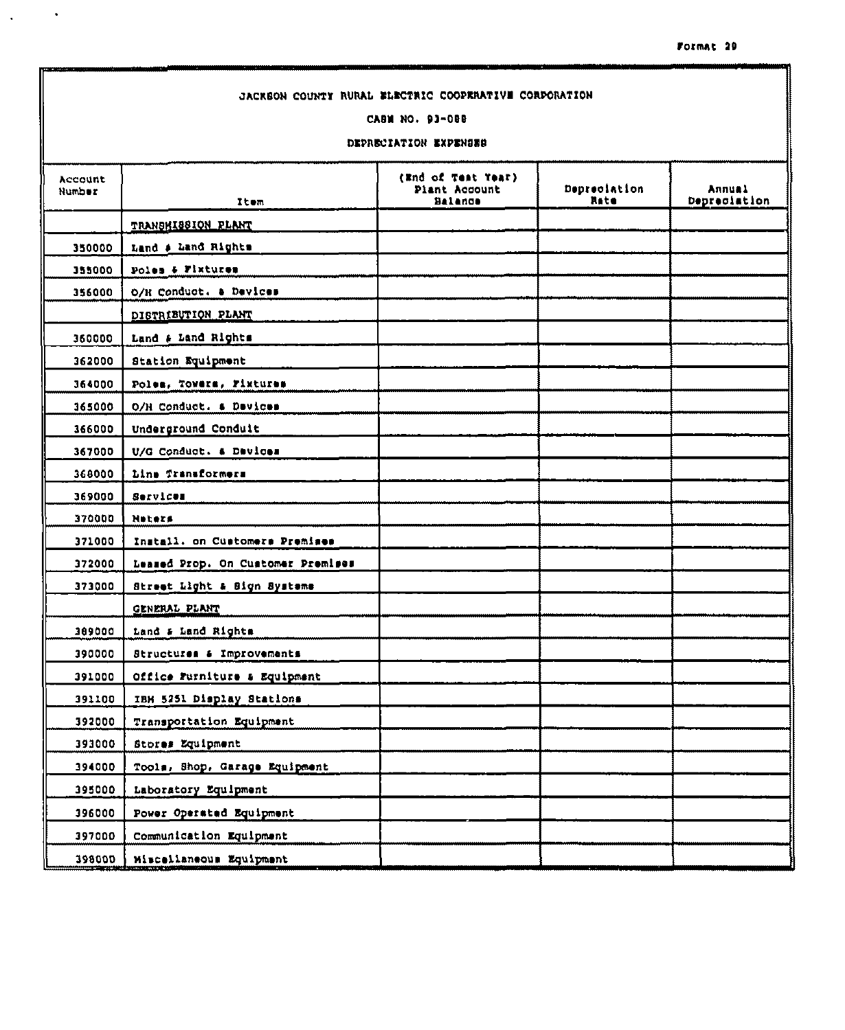Format 29

# JACKSON COUNTY RURAL ELECTRIC COOPERATIVE CORPORATION

## CASE NO. 93-088

## DEPRECIATION EXPENSES

| Account Number | Item | (End of Test Year) Plant Account Balance | Depreciation Rate | Annual Depreciation |
|---|---|---|---|---|
| | TRANSMISSION PLANT | | | |
| 350000 | Land & Land Rights | | | |
| 355000 | Poles & Fixtures | | | |
| 356000 | O/H Conduct. & Devices | | | |
| | DISTRIBUTION PLANT | | | |
| 360000 | Land & Land Rights | | | |
| 362000 | Station Equipment | | | |
| 364000 | Poles, Towers, Fixtures | | | |
| 365000 | O/H Conduct. & Devices | | | |
| 366000 | Underground Conduit | | | |
| 367000 | U/G Conduct. & Devices | | | |
| 368000 | Line Transformers | | | |
| 369000 | Services | | | |
| 370000 | Meters | | | |
| 371000 | Install. on Customers Premises | | | |
| 372000 | Leased Prop. On Customer Premises | | | |
| 373000 | Street Light & Sign Systems | | | |
| | GENERAL PLANT | | | |
| 389000 | Land & Land Rights | | | |
| 390000 | Structures & Improvements | | | |
| 391000 | Office Furniture & Equipment | | | |
| 391100 | IBM 5251 Display Stations | | | |
| 392000 | Transportation Equipment | | | |
| 393000 | Stores Equipment | | | |
| 394000 | Tools, Shop, Garage Equipment | | | |
| 395000 | Laboratory Equipment | | | |
| 396000 | Power Operated Equipment | | | |
| 397000 | Communication Equipment | | | |
| 398000 | Miscellaneous Equipment | | | |